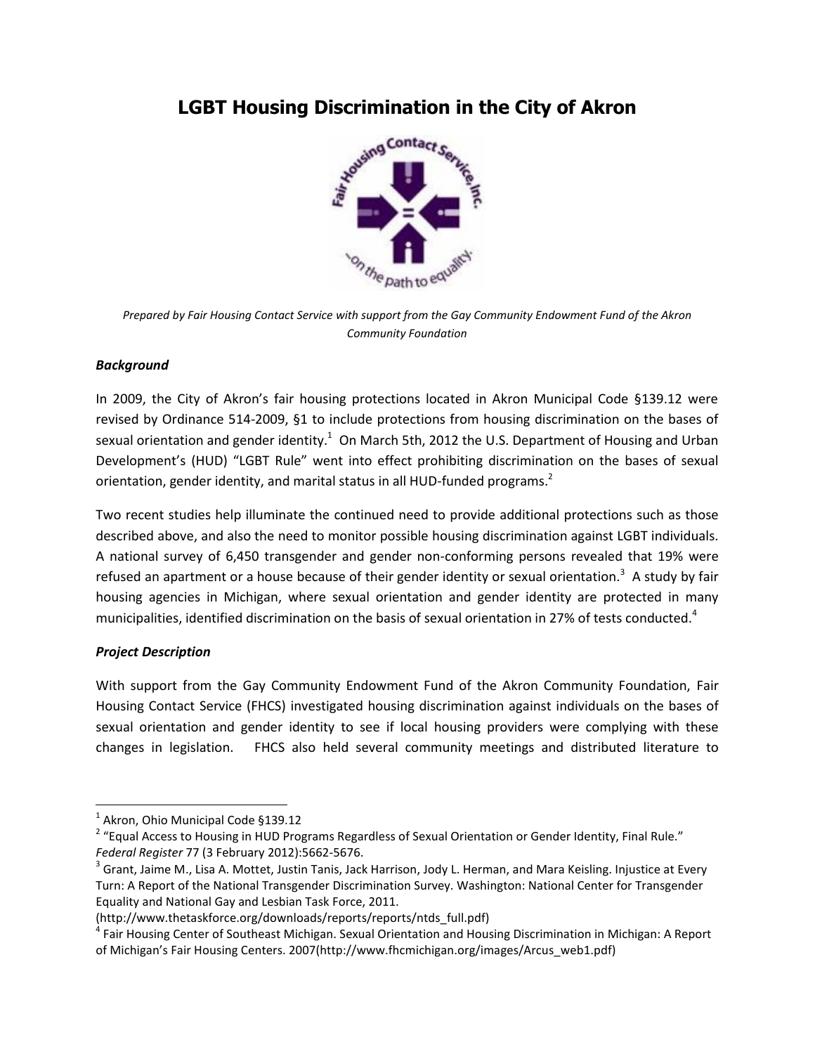# LGBT Housing Discrimination in the City of Akron

*Prepared by Fair Housing Contact Service with support from the Gay Community Endowment Fund of the Akron Community Foundation*

### *Background*

In 2009, the City of Akron's fair housing protections located in Akron Municipal Code §139.12 were revised by Ordinance 514-2009, §1 to include protections from housing discrimination on the bases of sexual orientation and gender identity.[1] On March 5th, 2012 the U.S. Department of Housing and Urban Development's (HUD) "LGBT Rule" went into effect prohibiting discrimination on the bases of sexual orientation, gender identity, and marital status in all HUD-funded programs.[2]

Two recent studies help illuminate the continued need to provide additional protections such as those described above, and also the need to monitor possible housing discrimination against LGBT individuals. A national survey of 6,450 transgender and gender non-conforming persons revealed that 19% were refused an apartment or a house because of their gender identity or sexual orientation.[3] A study by fair housing agencies in Michigan, where sexual orientation and gender identity are protected in many municipalities, identified discrimination on the basis of sexual orientation in 27% of tests conducted.[4]

### *Project Description*

With support from the Gay Community Endowment Fund of the Akron Community Foundation, Fair Housing Contact Service (FHCS) investigated housing discrimination against individuals on the bases of sexual orientation and gender identity to see if local housing providers were complying with these changes in legislation. FHCS also held several community meetings and distributed literature to

---

[1] Akron, Ohio Municipal Code §139.12

[2] "Equal Access to Housing in HUD Programs Regardless of Sexual Orientation or Gender Identity, Final Rule." *Federal Register* 77 (3 February 2012):5662-5676.

[3] Grant, Jaime M., Lisa A. Mottet, Justin Tanis, Jack Harrison, Jody L. Herman, and Mara Keisling. Injustice at Every Turn: A Report of the National Transgender Discrimination Survey. Washington: National Center for Transgender Equality and National Gay and Lesbian Task Force, 2011. (http://www.thetaskforce.org/downloads/reports/reports/ntds_full.pdf)

[4] Fair Housing Center of Southeast Michigan. Sexual Orientation and Housing Discrimination in Michigan: A Report of Michigan's Fair Housing Centers. 2007(http://www.fhcmichigan.org/images/Arcus_web1.pdf)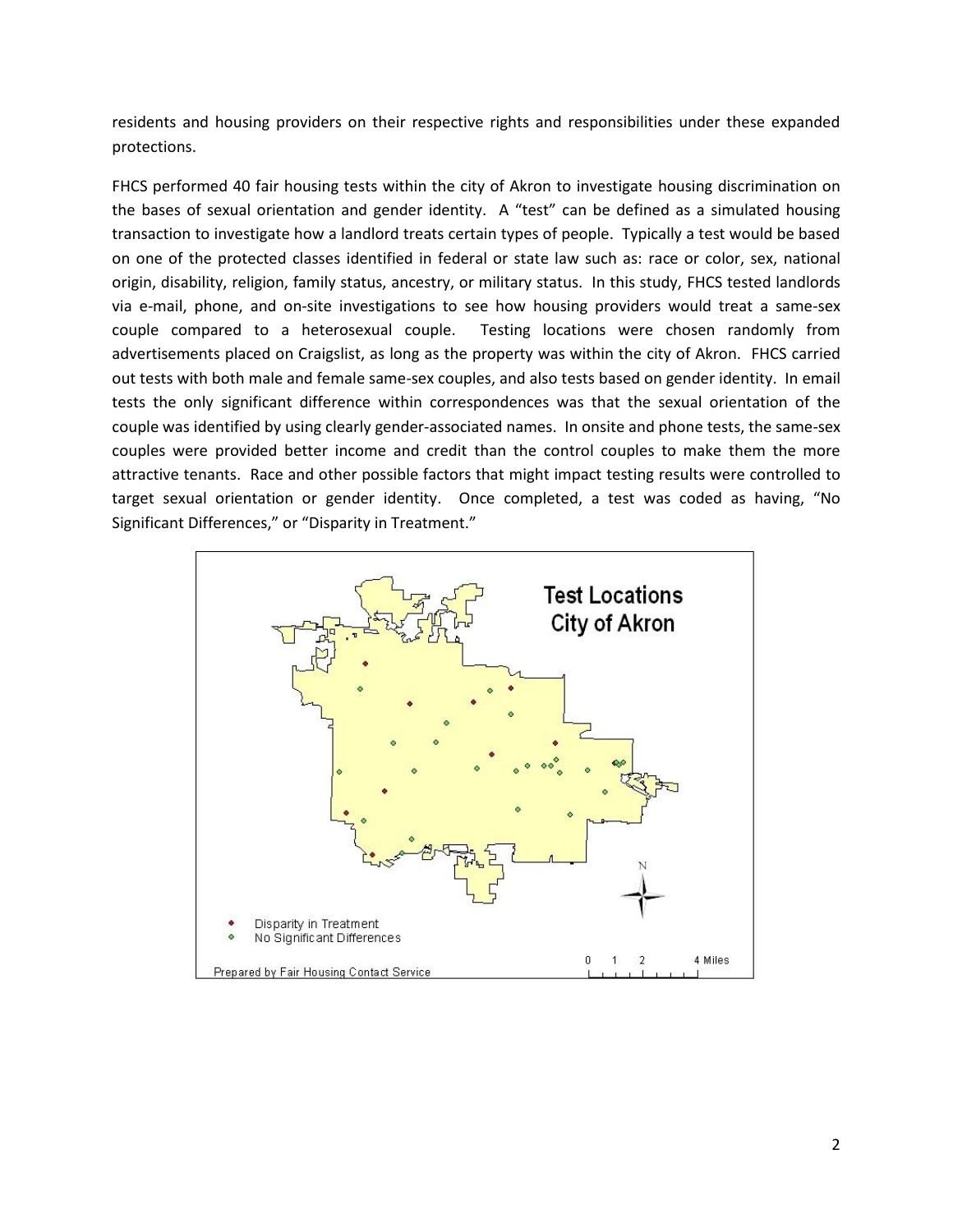residents and housing providers on their respective rights and responsibilities under these expanded protections.

FHCS performed 40 fair housing tests within the city of Akron to investigate housing discrimination on the bases of sexual orientation and gender identity. A "test" can be defined as a simulated housing transaction to investigate how a landlord treats certain types of people. Typically a test would be based on one of the protected classes identified in federal or state law such as: race or color, sex, national origin, disability, religion, family status, ancestry, or military status. In this study, FHCS tested landlords via e-mail, phone, and on-site investigations to see how housing providers would treat a same-sex couple compared to a heterosexual couple. Testing locations were chosen randomly from advertisements placed on Craigslist, as long as the property was within the city of Akron. FHCS carried out tests with both male and female same-sex couples, and also tests based on gender identity. In email tests the only significant difference within correspondences was that the sexual orientation of the couple was identified by using clearly gender-associated names. In onsite and phone tests, the same-sex couples were provided better income and credit than the control couples to make them the more attractive tenants. Race and other possible factors that might impact testing results were controlled to target sexual orientation or gender identity. Once completed, a test was coded as having, "No Significant Differences," or "Disparity in Treatment."

**Test Locations City of Akron**

- Disparity in Treatment
- No Significant Differences

0 1 2 4 Miles

Prepared by Fair Housing Contact Service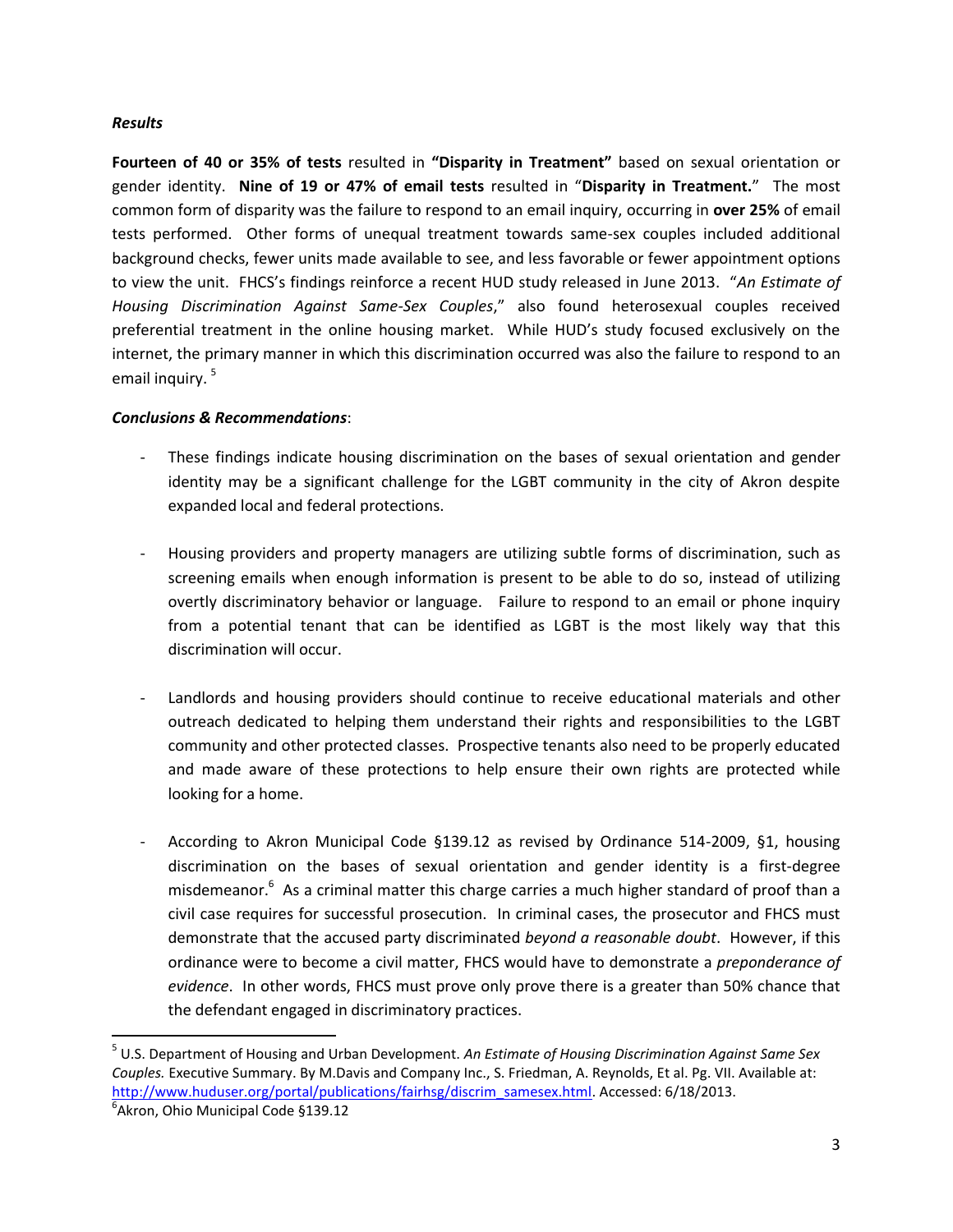***Results***

**Fourteen of 40 or 35% of tests** resulted in **"Disparity in Treatment"** based on sexual orientation or gender identity. **Nine of 19 or 47% of email tests** resulted in "**Disparity in Treatment.**" The most common form of disparity was the failure to respond to an email inquiry, occurring in **over 25%** of email tests performed. Other forms of unequal treatment towards same-sex couples included additional background checks, fewer units made available to see, and less favorable or fewer appointment options to view the unit. FHCS's findings reinforce a recent HUD study released in June 2013. "*An Estimate of Housing Discrimination Against Same-Sex Couples*," also found heterosexual couples received preferential treatment in the online housing market. While HUD's study focused exclusively on the internet, the primary manner in which this discrimination occurred was also the failure to respond to an email inquiry. [5]

***Conclusions & Recommendations***:

- These findings indicate housing discrimination on the bases of sexual orientation and gender identity may be a significant challenge for the LGBT community in the city of Akron despite expanded local and federal protections.

- Housing providers and property managers are utilizing subtle forms of discrimination, such as screening emails when enough information is present to be able to do so, instead of utilizing overtly discriminatory behavior or language. Failure to respond to an email or phone inquiry from a potential tenant that can be identified as LGBT is the most likely way that this discrimination will occur.

- Landlords and housing providers should continue to receive educational materials and other outreach dedicated to helping them understand their rights and responsibilities to the LGBT community and other protected classes. Prospective tenants also need to be properly educated and made aware of these protections to help ensure their own rights are protected while looking for a home.

- According to Akron Municipal Code §139.12 as revised by Ordinance 514-2009, §1, housing discrimination on the bases of sexual orientation and gender identity is a first-degree misdemeanor.[6] As a criminal matter this charge carries a much higher standard of proof than a civil case requires for successful prosecution. In criminal cases, the prosecutor and FHCS must demonstrate that the accused party discriminated *beyond a reasonable doubt*. However, if this ordinance were to become a civil matter, FHCS would have to demonstrate a *preponderance of evidence*. In other words, FHCS must prove only prove there is a greater than 50% chance that the defendant engaged in discriminatory practices.

---

[5] U.S. Department of Housing and Urban Development. *An Estimate of Housing Discrimination Against Same Sex Couples.* Executive Summary. By M.Davis and Company Inc., S. Friedman, A. Reynolds, Et al. Pg. VII. Available at: http://www.huduser.org/portal/publications/fairhsg/discrim_samesex.html. Accessed: 6/18/2013.

[6] Akron, Ohio Municipal Code §139.12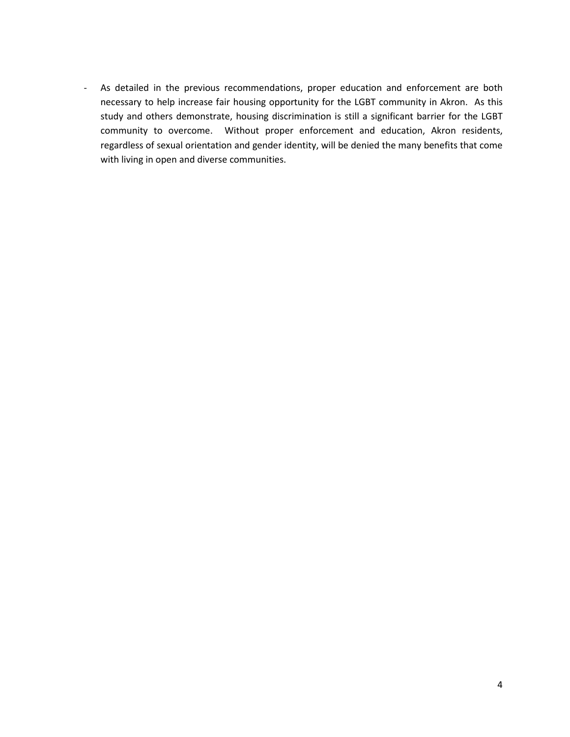- As detailed in the previous recommendations, proper education and enforcement are both necessary to help increase fair housing opportunity for the LGBT community in Akron. As this study and others demonstrate, housing discrimination is still a significant barrier for the LGBT community to overcome. Without proper enforcement and education, Akron residents, regardless of sexual orientation and gender identity, will be denied the many benefits that come with living in open and diverse communities.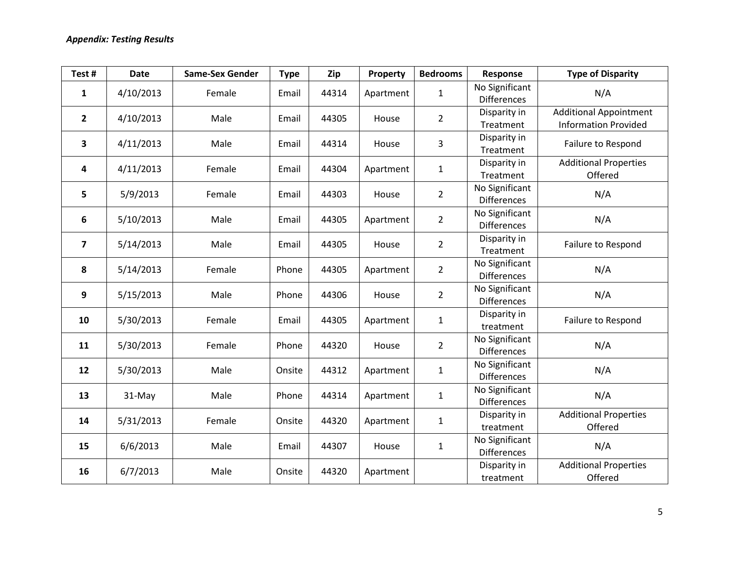***Appendix: Testing Results***

| Test # | Date | Same-Sex Gender | Type | Zip | Property | Bedrooms | Response | Type of Disparity |
|---|---|---|---|---|---|---|---|---|
| **1** | 4/10/2013 | Female | Email | 44314 | Apartment | 1 | No Significant Differences | N/A |
| **2** | 4/10/2013 | Male | Email | 44305 | House | 2 | Disparity in Treatment | Additional Appointment Information Provided |
| **3** | 4/11/2013 | Male | Email | 44314 | House | 3 | Disparity in Treatment | Failure to Respond |
| **4** | 4/11/2013 | Female | Email | 44304 | Apartment | 1 | Disparity in Treatment | Additional Properties Offered |
| **5** | 5/9/2013 | Female | Email | 44303 | House | 2 | No Significant Differences | N/A |
| **6** | 5/10/2013 | Male | Email | 44305 | Apartment | 2 | No Significant Differences | N/A |
| **7** | 5/14/2013 | Male | Email | 44305 | House | 2 | Disparity in Treatment | Failure to Respond |
| **8** | 5/14/2013 | Female | Phone | 44305 | Apartment | 2 | No Significant Differences | N/A |
| **9** | 5/15/2013 | Male | Phone | 44306 | House | 2 | No Significant Differences | N/A |
| **10** | 5/30/2013 | Female | Email | 44305 | Apartment | 1 | Disparity in treatment | Failure to Respond |
| **11** | 5/30/2013 | Female | Phone | 44320 | House | 2 | No Significant Differences | N/A |
| **12** | 5/30/2013 | Male | Onsite | 44312 | Apartment | 1 | No Significant Differences | N/A |
| **13** | 31-May | Male | Phone | 44314 | Apartment | 1 | No Significant Differences | N/A |
| **14** | 5/31/2013 | Female | Onsite | 44320 | Apartment | 1 | Disparity in treatment | Additional Properties Offered |
| **15** | 6/6/2013 | Male | Email | 44307 | House | 1 | No Significant Differences | N/A |
| **16** | 6/7/2013 | Male | Onsite | 44320 | Apartment | | Disparity in treatment | Additional Properties Offered |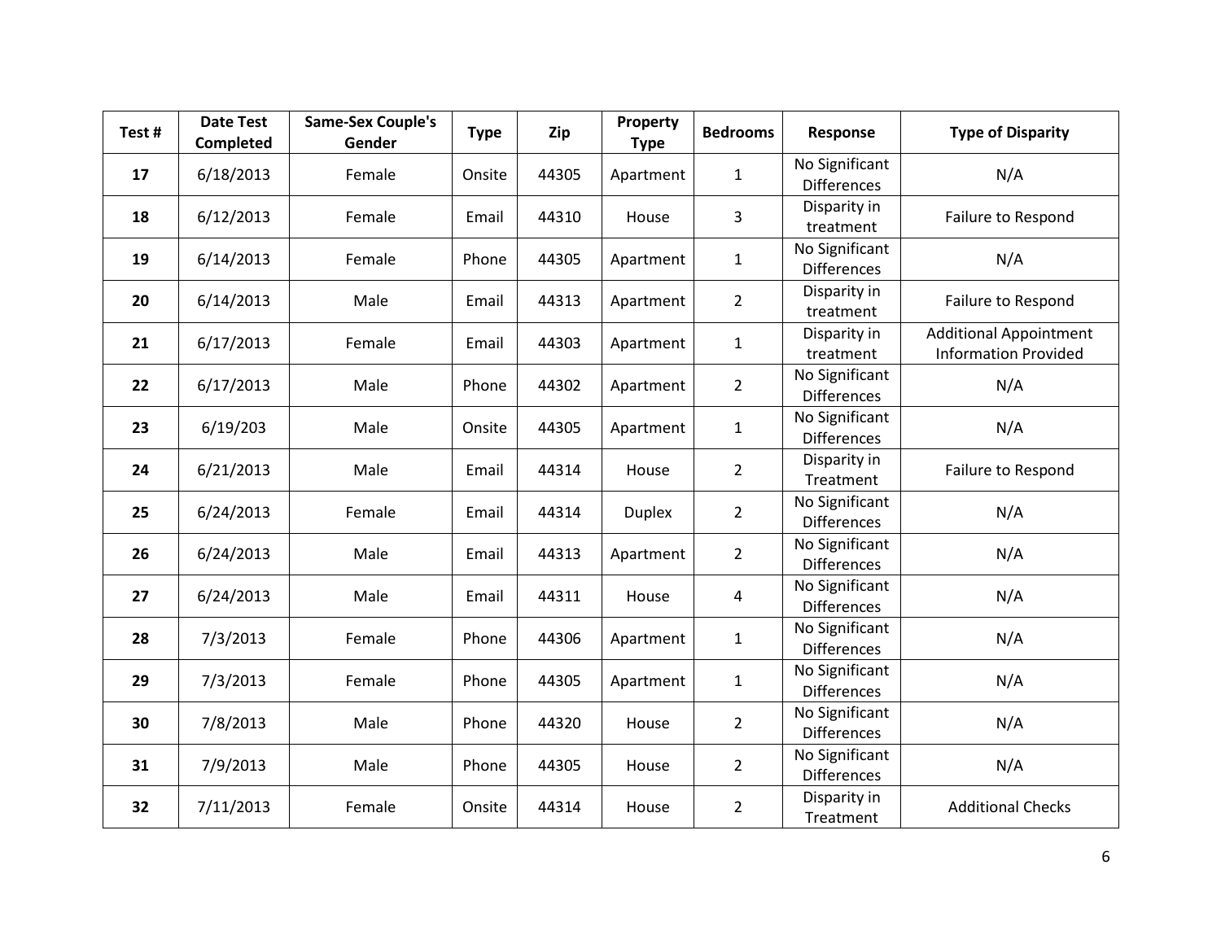| Test # | Date Test Completed | Same-Sex Couple's Gender | Type | Zip | Property Type | Bedrooms | Response | Type of Disparity |
|---|---|---|---|---|---|---|---|---|
| 17 | 6/18/2013 | Female | Onsite | 44305 | Apartment | 1 | No Significant Differences | N/A |
| 18 | 6/12/2013 | Female | Email | 44310 | House | 3 | Disparity in treatment | Failure to Respond |
| 19 | 6/14/2013 | Female | Phone | 44305 | Apartment | 1 | No Significant Differences | N/A |
| 20 | 6/14/2013 | Male | Email | 44313 | Apartment | 2 | Disparity in treatment | Failure to Respond |
| 21 | 6/17/2013 | Female | Email | 44303 | Apartment | 1 | Disparity in treatment | Additional Appointment Information Provided |
| 22 | 6/17/2013 | Male | Phone | 44302 | Apartment | 2 | No Significant Differences | N/A |
| 23 | 6/19/203 | Male | Onsite | 44305 | Apartment | 1 | No Significant Differences | N/A |
| 24 | 6/21/2013 | Male | Email | 44314 | House | 2 | Disparity in Treatment | Failure to Respond |
| 25 | 6/24/2013 | Female | Email | 44314 | Duplex | 2 | No Significant Differences | N/A |
| 26 | 6/24/2013 | Male | Email | 44313 | Apartment | 2 | No Significant Differences | N/A |
| 27 | 6/24/2013 | Male | Email | 44311 | House | 4 | No Significant Differences | N/A |
| 28 | 7/3/2013 | Female | Phone | 44306 | Apartment | 1 | No Significant Differences | N/A |
| 29 | 7/3/2013 | Female | Phone | 44305 | Apartment | 1 | No Significant Differences | N/A |
| 30 | 7/8/2013 | Male | Phone | 44320 | House | 2 | No Significant Differences | N/A |
| 31 | 7/9/2013 | Male | Phone | 44305 | House | 2 | No Significant Differences | N/A |
| 32 | 7/11/2013 | Female | Onsite | 44314 | House | 2 | Disparity in Treatment | Additional Checks |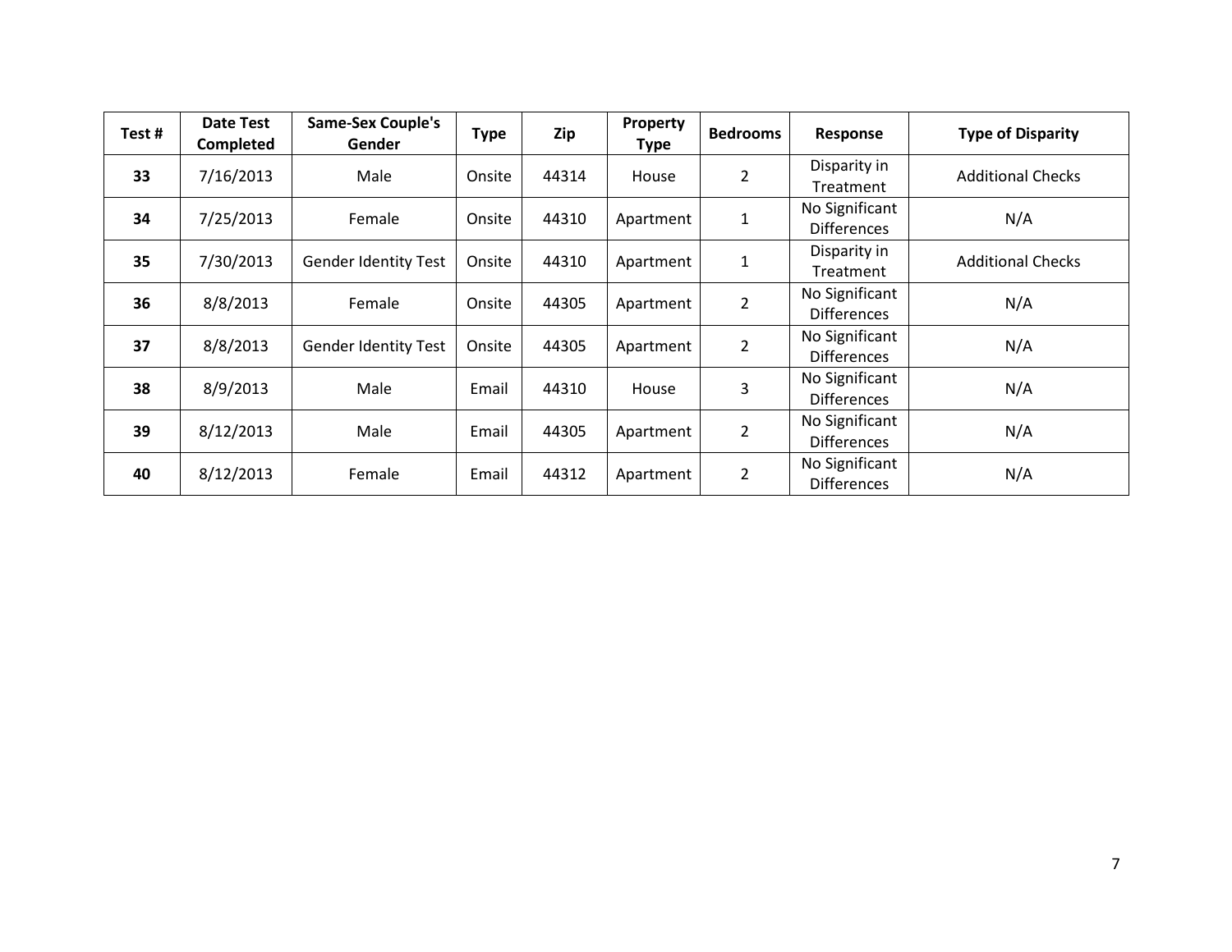| Test # | Date Test Completed | Same-Sex Couple's Gender | Type | Zip | Property Type | Bedrooms | Response | Type of Disparity |
|---|---|---|---|---|---|---|---|---|
| **33** | 7/16/2013 | Male | Onsite | 44314 | House | 2 | Disparity in Treatment | Additional Checks |
| **34** | 7/25/2013 | Female | Onsite | 44310 | Apartment | 1 | No Significant Differences | N/A |
| **35** | 7/30/2013 | Gender Identity Test | Onsite | 44310 | Apartment | 1 | Disparity in Treatment | Additional Checks |
| **36** | 8/8/2013 | Female | Onsite | 44305 | Apartment | 2 | No Significant Differences | N/A |
| **37** | 8/8/2013 | Gender Identity Test | Onsite | 44305 | Apartment | 2 | No Significant Differences | N/A |
| **38** | 8/9/2013 | Male | Email | 44310 | House | 3 | No Significant Differences | N/A |
| **39** | 8/12/2013 | Male | Email | 44305 | Apartment | 2 | No Significant Differences | N/A |
| **40** | 8/12/2013 | Female | Email | 44312 | Apartment | 2 | No Significant Differences | N/A |